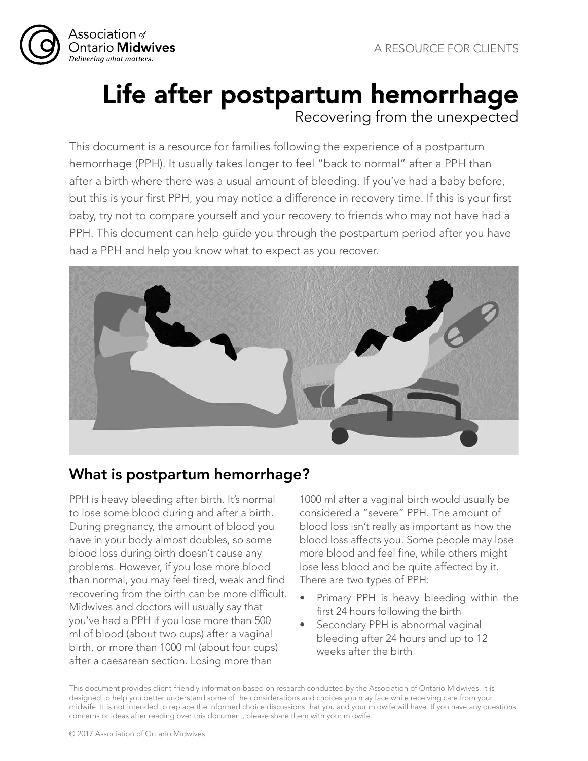Association of Ontario Midwives
*Delivering what matters.*

A RESOURCE FOR CLIENTS

# Life after postpartum hemorrhage

Recovering from the unexpected

This document is a resource for families following the experience of a postpartum hemorrhage (PPH). It usually takes longer to feel "back to normal" after a PPH than after a birth where there was a usual amount of bleeding. If you've had a baby before, but this is your first PPH, you may notice a difference in recovery time. If this is your first baby, try not to compare yourself and your recovery to friends who may not have had a PPH. This document can help guide you through the postpartum period after you have had a PPH and help you know what to expect as you recover.

## What is postpartum hemorrhage?

PPH is heavy bleeding after birth. It's normal to lose some blood during and after a birth. During pregnancy, the amount of blood you have in your body almost doubles, so some blood loss during birth doesn't cause any problems. However, if you lose more blood than normal, you may feel tired, weak and find recovering from the birth can be more difficult. Midwives and doctors will usually say that you've had a PPH if you lose more than 500 ml of blood (about two cups) after a vaginal birth, or more than 1000 ml (about four cups) after a caesarean section. Losing more than 1000 ml after a vaginal birth would usually be considered a "severe" PPH. The amount of blood loss isn't really as important as how the blood loss affects you. Some people may lose more blood and feel fine, while others might lose less blood and be quite affected by it. There are two types of PPH:

- Primary PPH is heavy bleeding within the first 24 hours following the birth
- Secondary PPH is abnormal vaginal bleeding after 24 hours and up to 12 weeks after the birth

This document provides client-friendly information based on research conducted by the Association of Ontario Midwives. It is designed to help you better understand some of the considerations and choices you may face while receiving care from your midwife. It is not intended to replace the informed choice discussions that you and your midwife will have. If you have any questions, concerns or ideas after reading over this document, please share them with your midwife.

© 2017 Association of Ontario Midwives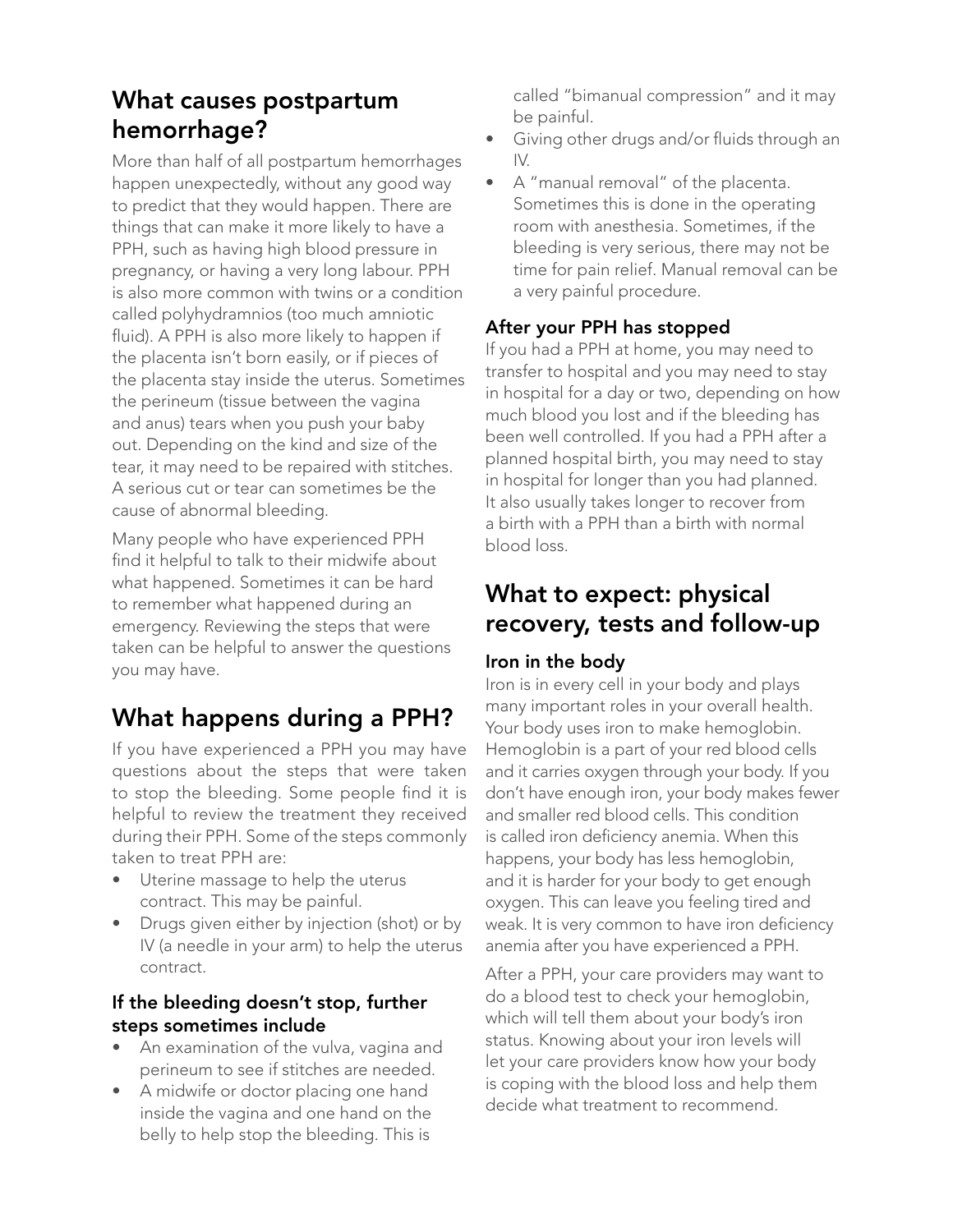## What causes postpartum hemorrhage?

More than half of all postpartum hemorrhages happen unexpectedly, without any good way to predict that they would happen. There are things that can make it more likely to have a PPH, such as having high blood pressure in pregnancy, or having a very long labour. PPH is also more common with twins or a condition called polyhydramnios (too much amniotic fluid). A PPH is also more likely to happen if the placenta isn't born easily, or if pieces of the placenta stay inside the uterus. Sometimes the perineum (tissue between the vagina and anus) tears when you push your baby out. Depending on the kind and size of the tear, it may need to be repaired with stitches. A serious cut or tear can sometimes be the cause of abnormal bleeding.

Many people who have experienced PPH find it helpful to talk to their midwife about what happened. Sometimes it can be hard to remember what happened during an emergency. Reviewing the steps that were taken can be helpful to answer the questions you may have.

## What happens during a PPH?

If you have experienced a PPH you may have questions about the steps that were taken to stop the bleeding. Some people find it is helpful to review the treatment they received during their PPH. Some of the steps commonly taken to treat PPH are:

- Uterine massage to help the uterus contract. This may be painful.
- Drugs given either by injection (shot) or by IV (a needle in your arm) to help the uterus contract.

### If the bleeding doesn't stop, further steps sometimes include

- An examination of the vulva, vagina and perineum to see if stitches are needed.
- A midwife or doctor placing one hand inside the vagina and one hand on the belly to help stop the bleeding. This is called "bimanual compression" and it may be painful.
- Giving other drugs and/or fluids through an IV.
- A "manual removal" of the placenta. Sometimes this is done in the operating room with anesthesia. Sometimes, if the bleeding is very serious, there may not be time for pain relief. Manual removal can be a very painful procedure.

### After your PPH has stopped

If you had a PPH at home, you may need to transfer to hospital and you may need to stay in hospital for a day or two, depending on how much blood you lost and if the bleeding has been well controlled. If you had a PPH after a planned hospital birth, you may need to stay in hospital for longer than you had planned. It also usually takes longer to recover from a birth with a PPH than a birth with normal blood loss.

## What to expect: physical recovery, tests and follow-up

### Iron in the body

Iron is in every cell in your body and plays many important roles in your overall health. Your body uses iron to make hemoglobin. Hemoglobin is a part of your red blood cells and it carries oxygen through your body. If you don't have enough iron, your body makes fewer and smaller red blood cells. This condition is called iron deficiency anemia. When this happens, your body has less hemoglobin, and it is harder for your body to get enough oxygen. This can leave you feeling tired and weak. It is very common to have iron deficiency anemia after you have experienced a PPH.

After a PPH, your care providers may want to do a blood test to check your hemoglobin, which will tell them about your body's iron status. Knowing about your iron levels will let your care providers know how your body is coping with the blood loss and help them decide what treatment to recommend.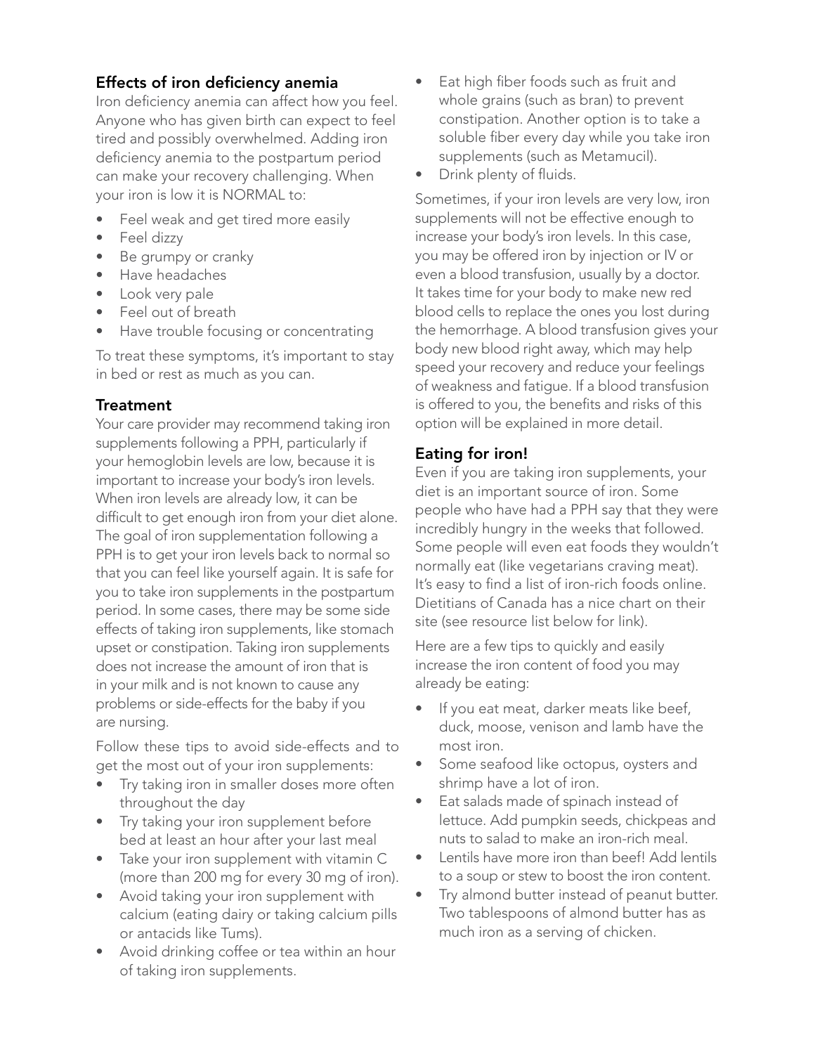## Effects of iron deficiency anemia

Iron deficiency anemia can affect how you feel. Anyone who has given birth can expect to feel tired and possibly overwhelmed. Adding iron deficiency anemia to the postpartum period can make your recovery challenging. When your iron is low it is NORMAL to:

- Feel weak and get tired more easily
- Feel dizzy
- Be grumpy or cranky
- Have headaches
- Look very pale
- Feel out of breath
- Have trouble focusing or concentrating

To treat these symptoms, it's important to stay in bed or rest as much as you can.

## Treatment

Your care provider may recommend taking iron supplements following a PPH, particularly if your hemoglobin levels are low, because it is important to increase your body's iron levels. When iron levels are already low, it can be difficult to get enough iron from your diet alone. The goal of iron supplementation following a PPH is to get your iron levels back to normal so that you can feel like yourself again. It is safe for you to take iron supplements in the postpartum period. In some cases, there may be some side effects of taking iron supplements, like stomach upset or constipation. Taking iron supplements does not increase the amount of iron that is in your milk and is not known to cause any problems or side-effects for the baby if you are nursing.

Follow these tips to avoid side-effects and to get the most out of your iron supplements:

- Try taking iron in smaller doses more often throughout the day
- Try taking your iron supplement before bed at least an hour after your last meal
- Take your iron supplement with vitamin C (more than 200 mg for every 30 mg of iron).
- Avoid taking your iron supplement with calcium (eating dairy or taking calcium pills or antacids like Tums).
- Avoid drinking coffee or tea within an hour of taking iron supplements.
- Eat high fiber foods such as fruit and whole grains (such as bran) to prevent constipation. Another option is to take a soluble fiber every day while you take iron supplements (such as Metamucil).
- Drink plenty of fluids.

Sometimes, if your iron levels are very low, iron supplements will not be effective enough to increase your body's iron levels. In this case, you may be offered iron by injection or IV or even a blood transfusion, usually by a doctor. It takes time for your body to make new red blood cells to replace the ones you lost during the hemorrhage. A blood transfusion gives your body new blood right away, which may help speed your recovery and reduce your feelings of weakness and fatigue. If a blood transfusion is offered to you, the benefits and risks of this option will be explained in more detail.

## Eating for iron!

Even if you are taking iron supplements, your diet is an important source of iron. Some people who have had a PPH say that they were incredibly hungry in the weeks that followed. Some people will even eat foods they wouldn't normally eat (like vegetarians craving meat). It's easy to find a list of iron-rich foods online. Dietitians of Canada has a nice chart on their site (see resource list below for link).

Here are a few tips to quickly and easily increase the iron content of food you may already be eating:

- If you eat meat, darker meats like beef, duck, moose, venison and lamb have the most iron.
- Some seafood like octopus, oysters and shrimp have a lot of iron.
- Eat salads made of spinach instead of lettuce. Add pumpkin seeds, chickpeas and nuts to salad to make an iron-rich meal.
- Lentils have more iron than beef! Add lentils to a soup or stew to boost the iron content.
- Try almond butter instead of peanut butter. Two tablespoons of almond butter has as much iron as a serving of chicken.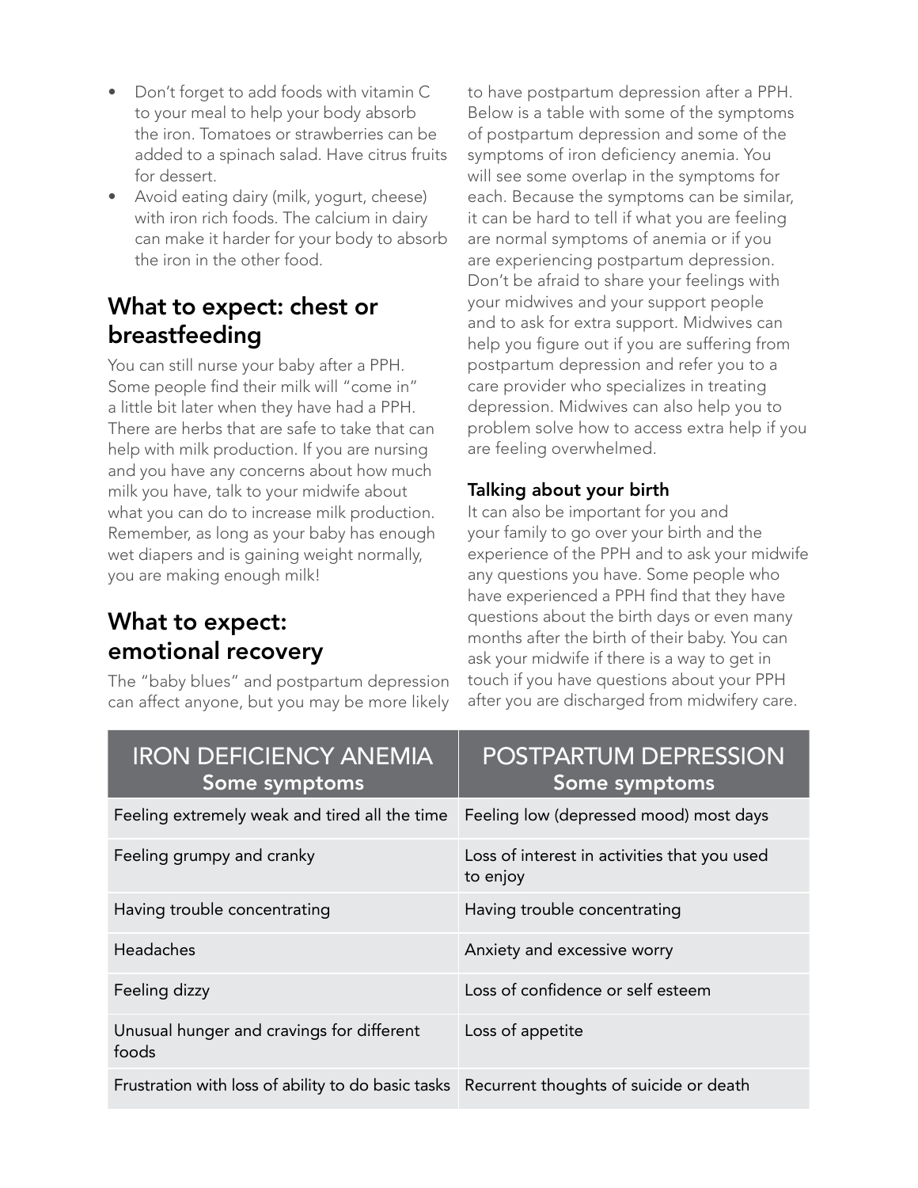- Don't forget to add foods with vitamin C to your meal to help your body absorb the iron. Tomatoes or strawberries can be added to a spinach salad. Have citrus fruits for dessert.
- Avoid eating dairy (milk, yogurt, cheese) with iron rich foods. The calcium in dairy can make it harder for your body to absorb the iron in the other food.

## What to expect: chest or breastfeeding

You can still nurse your baby after a PPH. Some people find their milk will "come in" a little bit later when they have had a PPH. There are herbs that are safe to take that can help with milk production. If you are nursing and you have any concerns about how much milk you have, talk to your midwife about what you can do to increase milk production. Remember, as long as your baby has enough wet diapers and is gaining weight normally, you are making enough milk!

## What to expect: emotional recovery

The "baby blues" and postpartum depression can affect anyone, but you may be more likely to have postpartum depression after a PPH. Below is a table with some of the symptoms of postpartum depression and some of the symptoms of iron deficiency anemia. You will see some overlap in the symptoms for each. Because the symptoms can be similar, it can be hard to tell if what you are feeling are normal symptoms of anemia or if you are experiencing postpartum depression. Don't be afraid to share your feelings with your midwives and your support people and to ask for extra support. Midwives can help you figure out if you are suffering from postpartum depression and refer you to a care provider who specializes in treating depression. Midwives can also help you to problem solve how to access extra help if you are feeling overwhelmed.

### Talking about your birth

It can also be important for you and your family to go over your birth and the experience of the PPH and to ask your midwife any questions you have. Some people who have experienced a PPH find that they have questions about the birth days or even many months after the birth of their baby. You can ask your midwife if there is a way to get in touch if you have questions about your PPH after you are discharged from midwifery care.

| IRON DEFICIENCY ANEMIA **Some symptoms** | POSTPARTUM DEPRESSION **Some symptoms** |
|---|---|
| Feeling extremely weak and tired all the time | Feeling low (depressed mood) most days |
| Feeling grumpy and cranky | Loss of interest in activities that you used to enjoy |
| Having trouble concentrating | Having trouble concentrating |
| Headaches | Anxiety and excessive worry |
| Feeling dizzy | Loss of confidence or self esteem |
| Unusual hunger and cravings for different foods | Loss of appetite |
| Frustration with loss of ability to do basic tasks | Recurrent thoughts of suicide or death |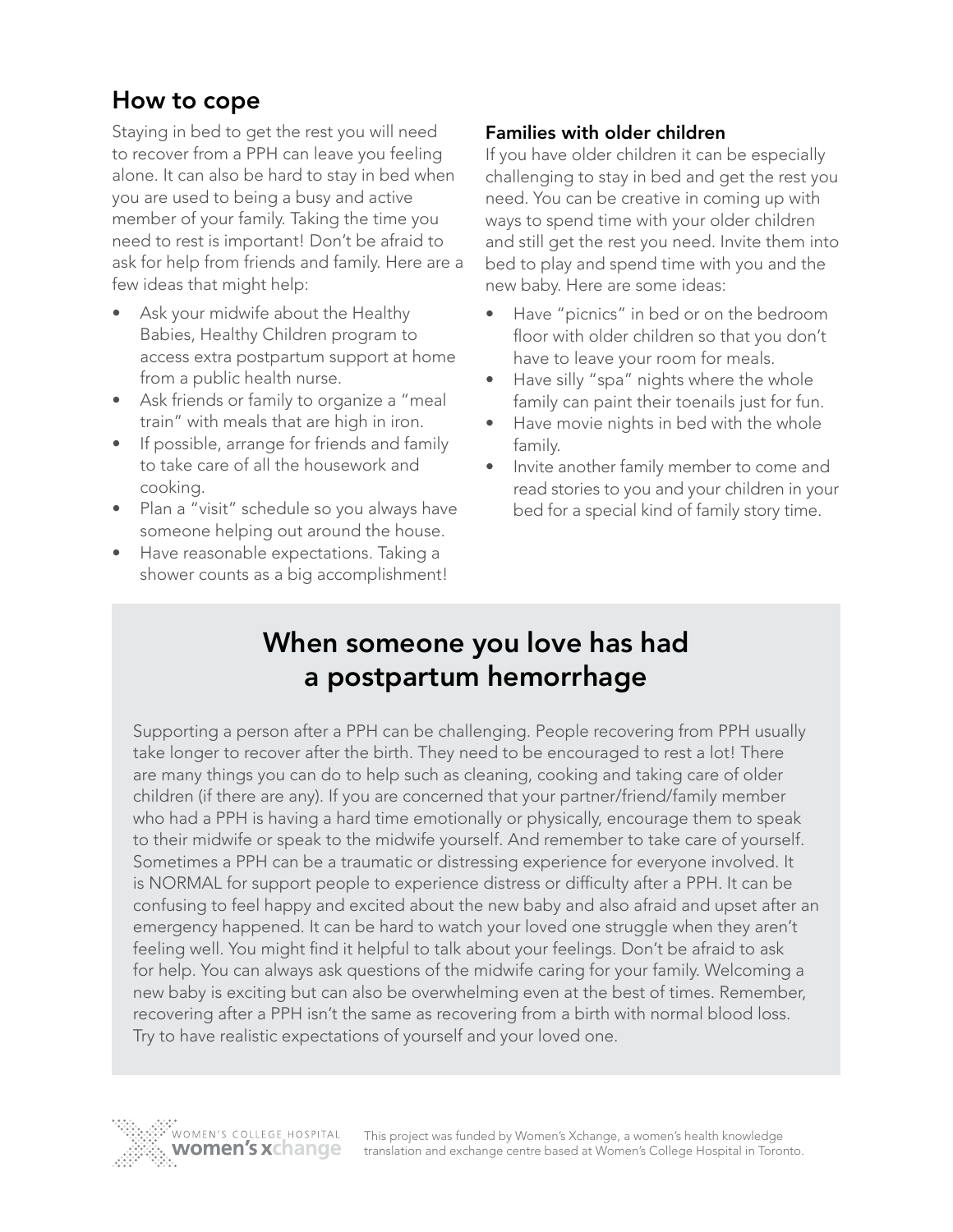## How to cope

Staying in bed to get the rest you will need to recover from a PPH can leave you feeling alone. It can also be hard to stay in bed when you are used to being a busy and active member of your family. Taking the time you need to rest is important! Don't be afraid to ask for help from friends and family. Here are a few ideas that might help:

- Ask your midwife about the Healthy Babies, Healthy Children program to access extra postpartum support at home from a public health nurse.
- Ask friends or family to organize a "meal train" with meals that are high in iron.
- If possible, arrange for friends and family to take care of all the housework and cooking.
- Plan a "visit" schedule so you always have someone helping out around the house.
- Have reasonable expectations. Taking a shower counts as a big accomplishment!

### Families with older children

If you have older children it can be especially challenging to stay in bed and get the rest you need. You can be creative in coming up with ways to spend time with your older children and still get the rest you need. Invite them into bed to play and spend time with you and the new baby. Here are some ideas:

- Have "picnics" in bed or on the bedroom floor with older children so that you don't have to leave your room for meals.
- Have silly "spa" nights where the whole family can paint their toenails just for fun.
- Have movie nights in bed with the whole family.
- Invite another family member to come and read stories to you and your children in your bed for a special kind of family story time.

## When someone you love has had a postpartum hemorrhage

Supporting a person after a PPH can be challenging. People recovering from PPH usually take longer to recover after the birth. They need to be encouraged to rest a lot! There are many things you can do to help such as cleaning, cooking and taking care of older children (if there are any). If you are concerned that your partner/friend/family member who had a PPH is having a hard time emotionally or physically, encourage them to speak to their midwife or speak to the midwife yourself. And remember to take care of yourself. Sometimes a PPH can be a traumatic or distressing experience for everyone involved. It is NORMAL for support people to experience distress or difficulty after a PPH. It can be confusing to feel happy and excited about the new baby and also afraid and upset after an emergency happened. It can be hard to watch your loved one struggle when they aren't feeling well. You might find it helpful to talk about your feelings. Don't be afraid to ask for help. You can always ask questions of the midwife caring for your family. Welcoming a new baby is exciting but can also be overwhelming even at the best of times. Remember, recovering after a PPH isn't the same as recovering from a birth with normal blood loss. Try to have realistic expectations of yourself and your loved one.

WOMEN'S COLLEGE HOSPITAL women's xchange

This project was funded by Women's Xchange, a women's health knowledge translation and exchange centre based at Women's College Hospital in Toronto.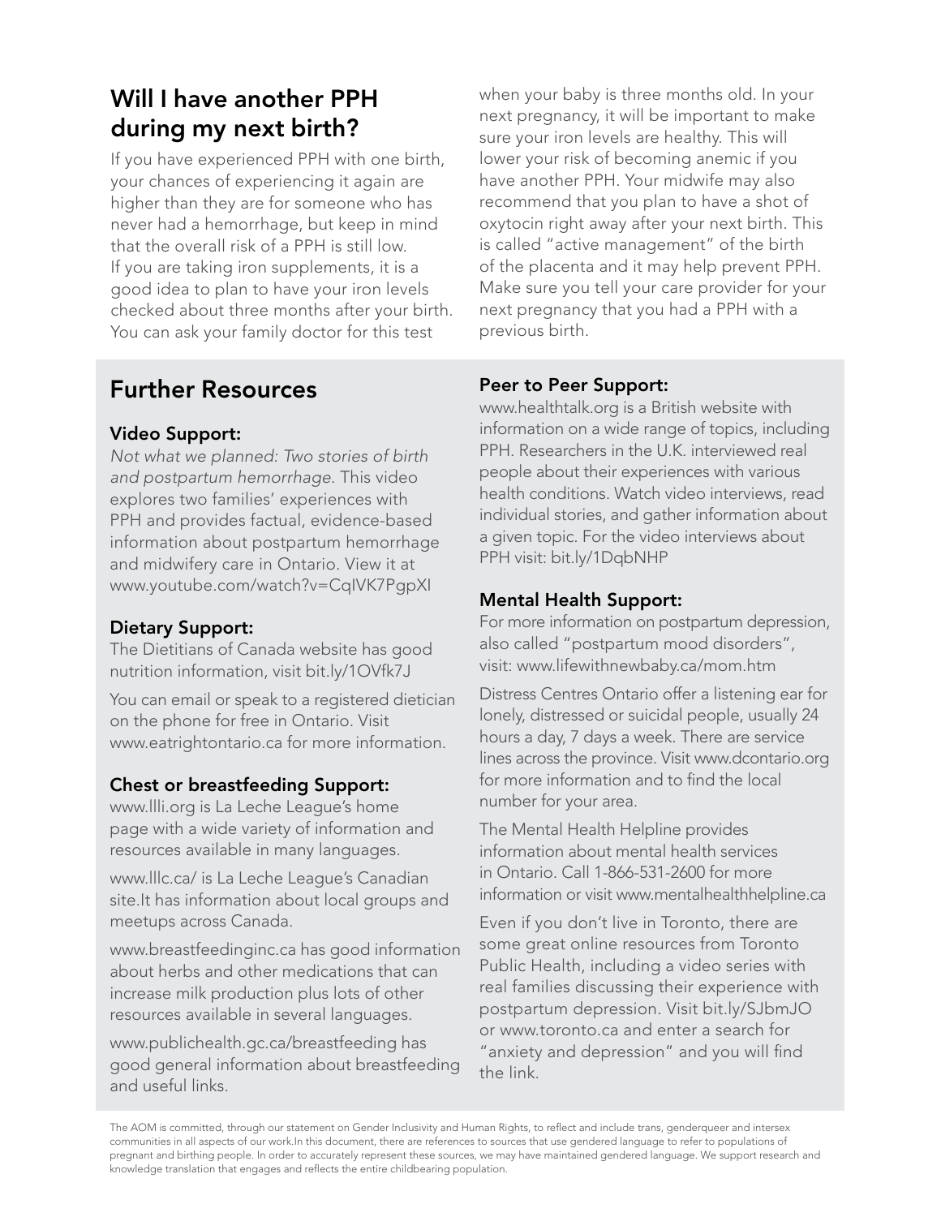## Will I have another PPH during my next birth?

If you have experienced PPH with one birth, your chances of experiencing it again are higher than they are for someone who has never had a hemorrhage, but keep in mind that the overall risk of a PPH is still low. If you are taking iron supplements, it is a good idea to plan to have your iron levels checked about three months after your birth. You can ask your family doctor for this test when your baby is three months old. In your next pregnancy, it will be important to make sure your iron levels are healthy. This will lower your risk of becoming anemic if you have another PPH. Your midwife may also recommend that you plan to have a shot of oxytocin right away after your next birth. This is called "active management" of the birth of the placenta and it may help prevent PPH. Make sure you tell your care provider for your next pregnancy that you had a PPH with a previous birth.

## Further Resources

### Video Support:

*Not what we planned: Two stories of birth and postpartum hemorrhage.* This video explores two families' experiences with PPH and provides factual, evidence-based information about postpartum hemorrhage and midwifery care in Ontario. View it at www.youtube.com/watch?v=CqIVK7PgpXI

### Dietary Support:

The Dietitians of Canada website has good nutrition information, visit bit.ly/1OVfk7J

You can email or speak to a registered dietician on the phone for free in Ontario. Visit www.eatrightontario.ca for more information.

### Chest or breastfeeding Support:

www.llli.org is La Leche League's home page with a wide variety of information and resources available in many languages.

www.lllc.ca/ is La Leche League's Canadian site.It has information about local groups and meetups across Canada.

www.breastfeedinginc.ca has good information about herbs and other medications that can increase milk production plus lots of other resources available in several languages.

www.publichealth.gc.ca/breastfeeding has good general information about breastfeeding and useful links.

### Peer to Peer Support:

www.healthtalk.org is a British website with information on a wide range of topics, including PPH. Researchers in the U.K. interviewed real people about their experiences with various health conditions. Watch video interviews, read individual stories, and gather information about a given topic. For the video interviews about PPH visit: bit.ly/1DqbNHP

### Mental Health Support:

For more information on postpartum depression, also called "postpartum mood disorders", visit: www.lifewithnewbaby.ca/mom.htm

Distress Centres Ontario offer a listening ear for lonely, distressed or suicidal people, usually 24 hours a day, 7 days a week. There are service lines across the province. Visit www.dcontario.org for more information and to find the local number for your area.

The Mental Health Helpline provides information about mental health services in Ontario. Call 1-866-531-2600 for more information or visit www.mentalhealthhelpline.ca

Even if you don't live in Toronto, there are some great online resources from Toronto Public Health, including a video series with real families discussing their experience with postpartum depression. Visit bit.ly/SJbmJO or www.toronto.ca and enter a search for "anxiety and depression" and you will find the link.

The AOM is committed, through our statement on Gender Inclusivity and Human Rights, to reflect and include trans, genderqueer and intersex communities in all aspects of our work.In this document, there are references to sources that use gendered language to refer to populations of pregnant and birthing people. In order to accurately represent these sources, we may have maintained gendered language. We support research and knowledge translation that engages and reflects the entire childbearing population.